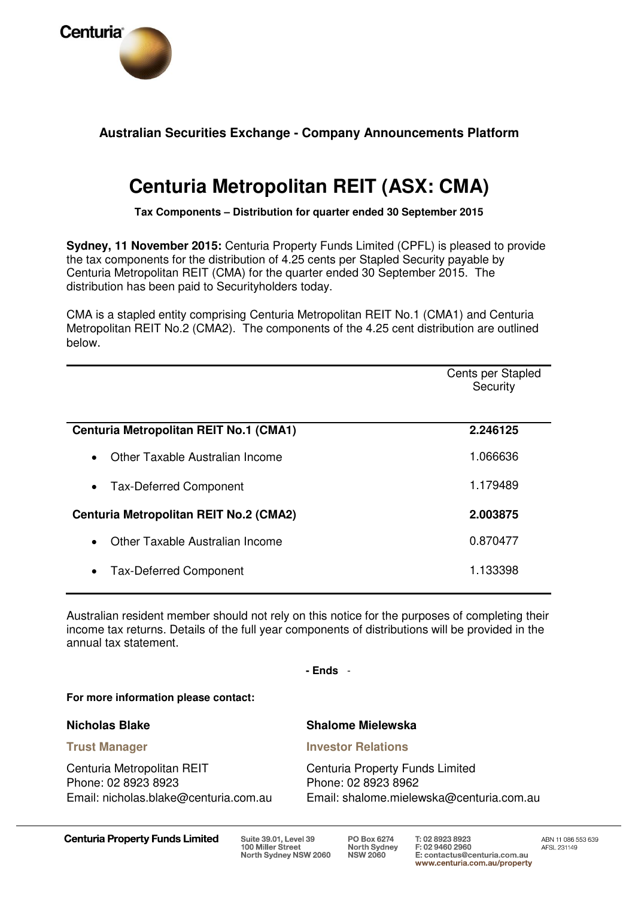**Australian Securities Exchange - Company Announcements Platform**

# Centuria Metropolitan REIT (ASX: CMA)

**Tax Components – Distribution for quarter ended 30 September 2015**

**Sydney, 11 November 2015:** Centuria Property Funds Limited (CPFL) is pleased to provide the tax components for the distribution of 4.25 cents per Stapled Security payable by Centuria Metropolitan REIT (CMA) for the quarter ended 30 September 2015. The distribution has been paid to Securityholders today.

CMA is a stapled entity comprising Centuria Metropolitan REIT No.1 (CMA1) and Centuria Metropolitan REIT No.2 (CMA2). The components of the 4.25 cent distribution are outlined below.

| | Cents per Stapled Security |
|---|---|
| **Centuria Metropolitan REIT No.1 (CMA1)** | **2.246125** |
| • Other Taxable Australian Income | 1.066636 |
| • Tax-Deferred Component | 1.179489 |
| **Centuria Metropolitan REIT No.2 (CMA2)** | **2.003875** |
| • Other Taxable Australian Income | 0.870477 |
| • Tax-Deferred Component | 1.133398 |

Australian resident member should not rely on this notice for the purposes of completing their income tax returns. Details of the full year components of distributions will be provided in the annual tax statement.

**- Ends** -

**For more information please contact:**

**Nicholas Blake**
**Trust Manager**
Centuria Metropolitan REIT
Phone: 02 8923 8923
Email: nicholas.blake@centuria.com.au

**Shalome Mielewska**
**Investor Relations**
Centuria Property Funds Limited
Phone: 02 8923 8962
Email: shalome.mielewska@centuria.com.au

**Centuria Property Funds Limited** Suite 39.01, Level 39, 100 Miller Street, North Sydney NSW 2060 | PO Box 6274 North Sydney NSW 2060 | T: 02 8923 8923 F: 02 9460 2960 E: contactus@centuria.com.au www.centuria.com.au/property | ABN 11 086 553 639 AFSL 231149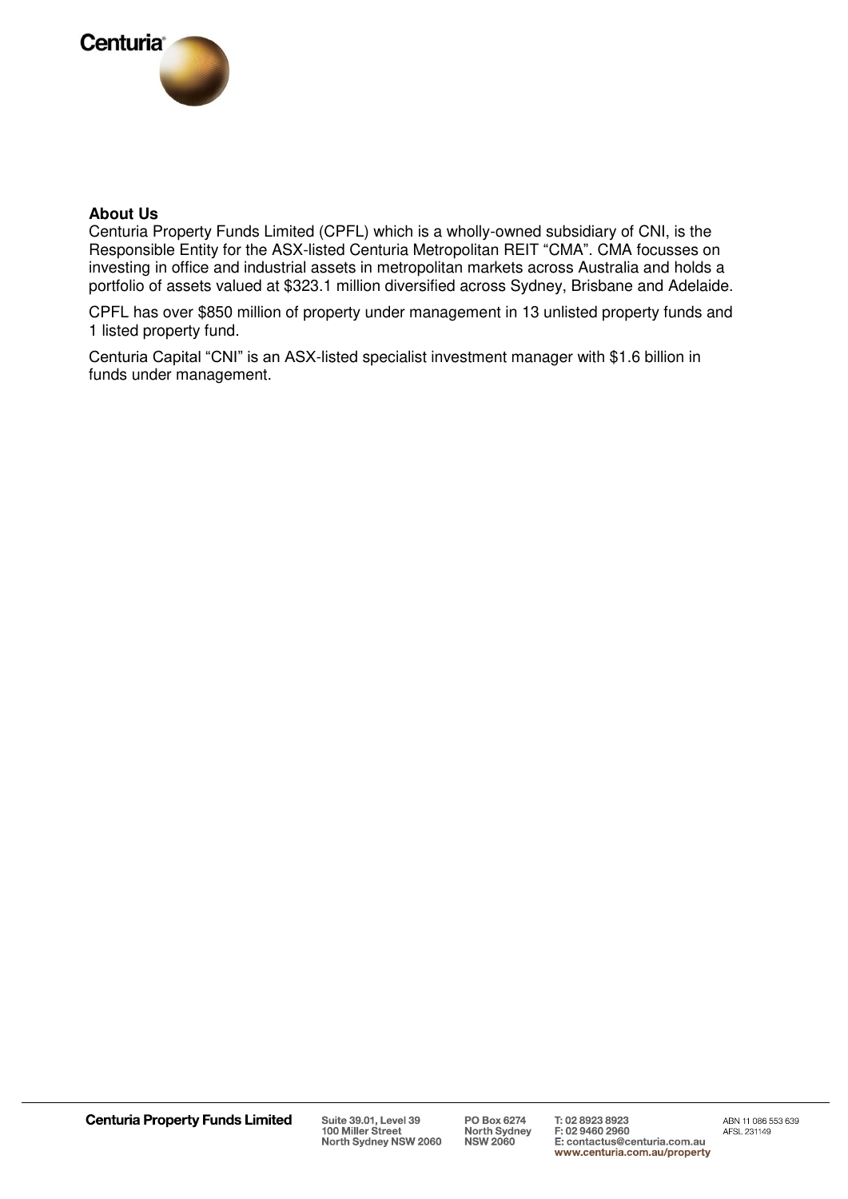**About Us**

Centuria Property Funds Limited (CPFL) which is a wholly-owned subsidiary of CNI, is the Responsible Entity for the ASX-listed Centuria Metropolitan REIT “CMA”. CMA focusses on investing in office and industrial assets in metropolitan markets across Australia and holds a portfolio of assets valued at $323.1 million diversified across Sydney, Brisbane and Adelaide.

CPFL has over $850 million of property under management in 13 unlisted property funds and 1 listed property fund.

Centuria Capital “CNI” is an ASX-listed specialist investment manager with $1.6 billion in funds under management.